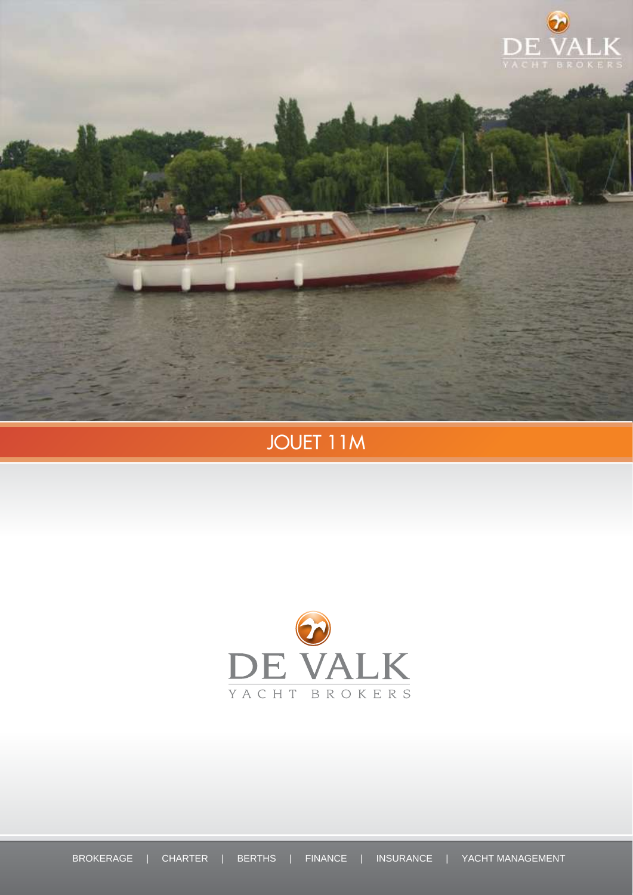# JOUET 11M

DE VALK
YACHT BROKERS

BROKERAGE | CHARTER | BERTHS | FINANCE | INSURANCE | YACHT MANAGEMENT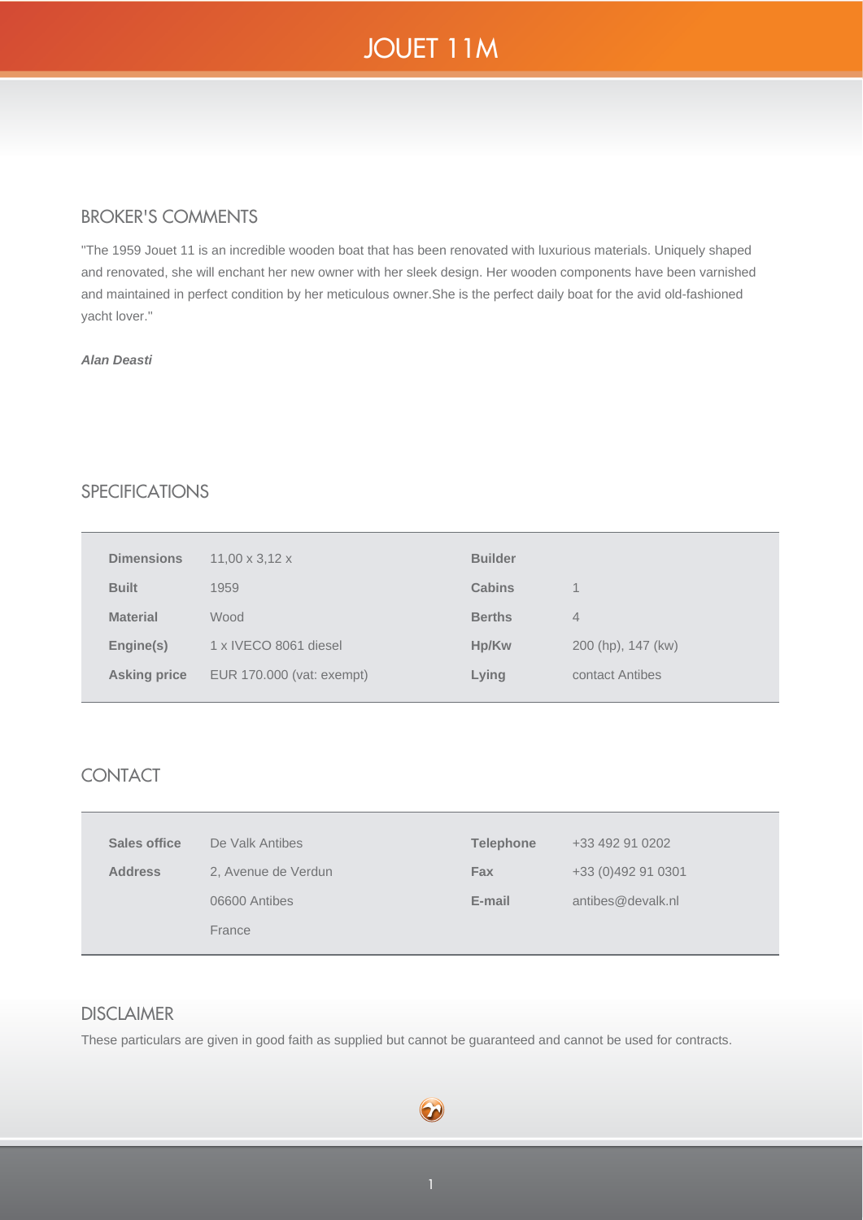# JOUET 11M

## BROKER'S COMMENTS

"The 1959 Jouet 11 is an incredible wooden boat that has been renovated with luxurious materials. Uniquely shaped and renovated, she will enchant her new owner with her sleek design. Her wooden components have been varnished and maintained in perfect condition by her meticulous owner.She is the perfect daily boat for the avid old-fashioned yacht lover."

***Alan Deasti***

## SPECIFICATIONS

| | | | |
|---|---|---|---|
| **Dimensions** | 11,00 x 3,12 x | **Builder** | |
| **Built** | 1959 | **Cabins** | 1 |
| **Material** | Wood | **Berths** | 4 |
| **Engine(s)** | 1 x IVECO 8061 diesel | **Hp/Kw** | 200 (hp), 147 (kw) |
| **Asking price** | EUR 170.000 (vat: exempt) | **Lying** | contact Antibes |

## CONTACT

| | | | |
|---|---|---|---|
| **Sales office** | De Valk Antibes | **Telephone** | +33 492 91 0202 |
| **Address** | 2, Avenue de Verdun | **Fax** | +33 (0)492 91 0301 |
| | 06600 Antibes | **E-mail** | antibes@devalk.nl |
| | France | | |

## DISCLAIMER

These particulars are given in good faith as supplied but cannot be guaranteed and cannot be used for contracts.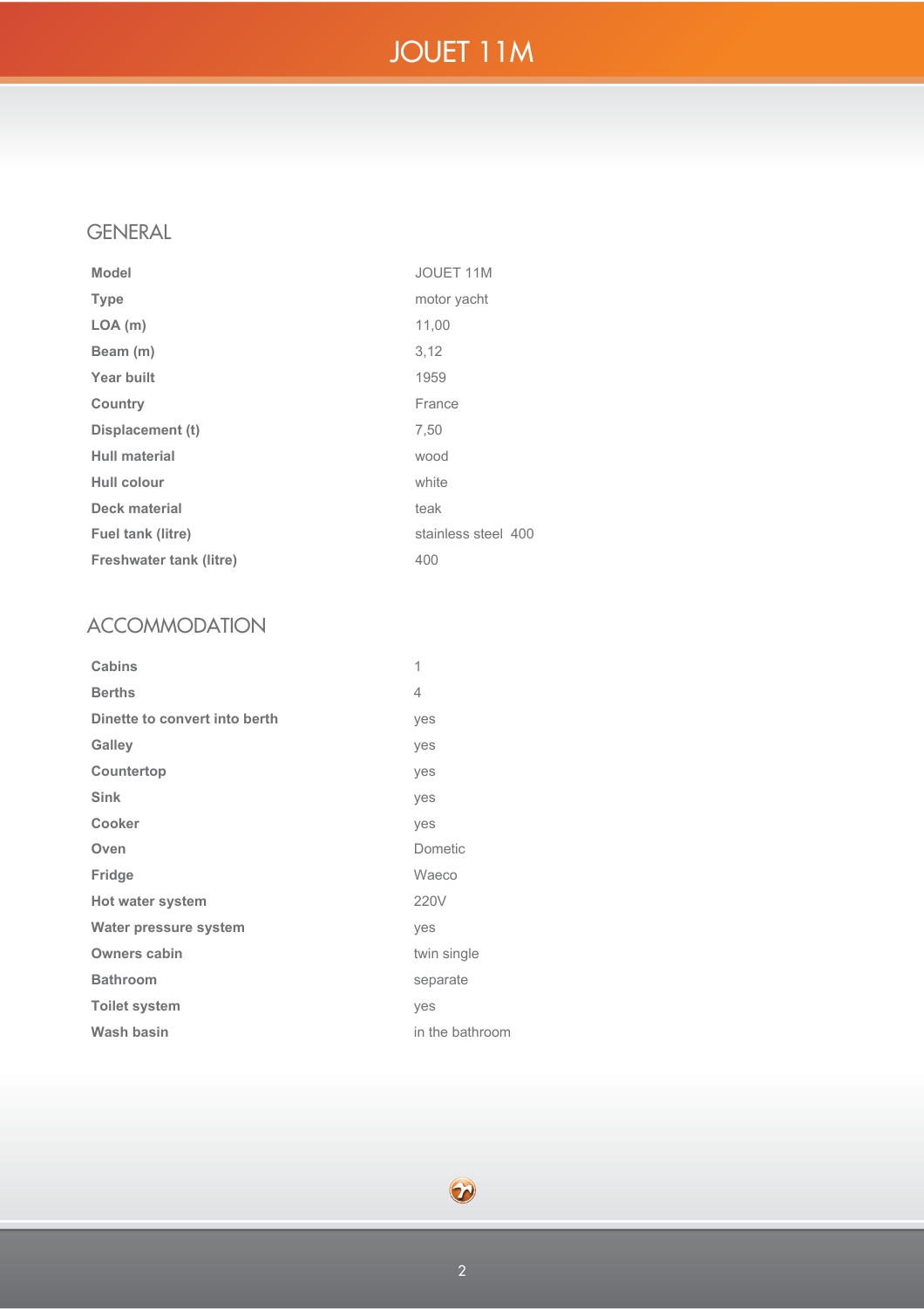# JOUET 11M

## GENERAL

| | |
|---|---|
| **Model** | JOUET 11M |
| **Type** | motor yacht |
| **LOA (m)** | 11,00 |
| **Beam (m)** | 3,12 |
| **Year built** | 1959 |
| **Country** | France |
| **Displacement (t)** | 7,50 |
| **Hull material** | wood |
| **Hull colour** | white |
| **Deck material** | teak |
| **Fuel tank (litre)** | stainless steel 400 |
| **Freshwater tank (litre)** | 400 |

## ACCOMMODATION

| | |
|---|---|
| **Cabins** | 1 |
| **Berths** | 4 |
| **Dinette to convert into berth** | yes |
| **Galley** | yes |
| **Countertop** | yes |
| **Sink** | yes |
| **Cooker** | yes |
| **Oven** | Dometic |
| **Fridge** | Waeco |
| **Hot water system** | 220V |
| **Water pressure system** | yes |
| **Owners cabin** | twin single |
| **Bathroom** | separate |
| **Toilet system** | yes |
| **Wash basin** | in the bathroom |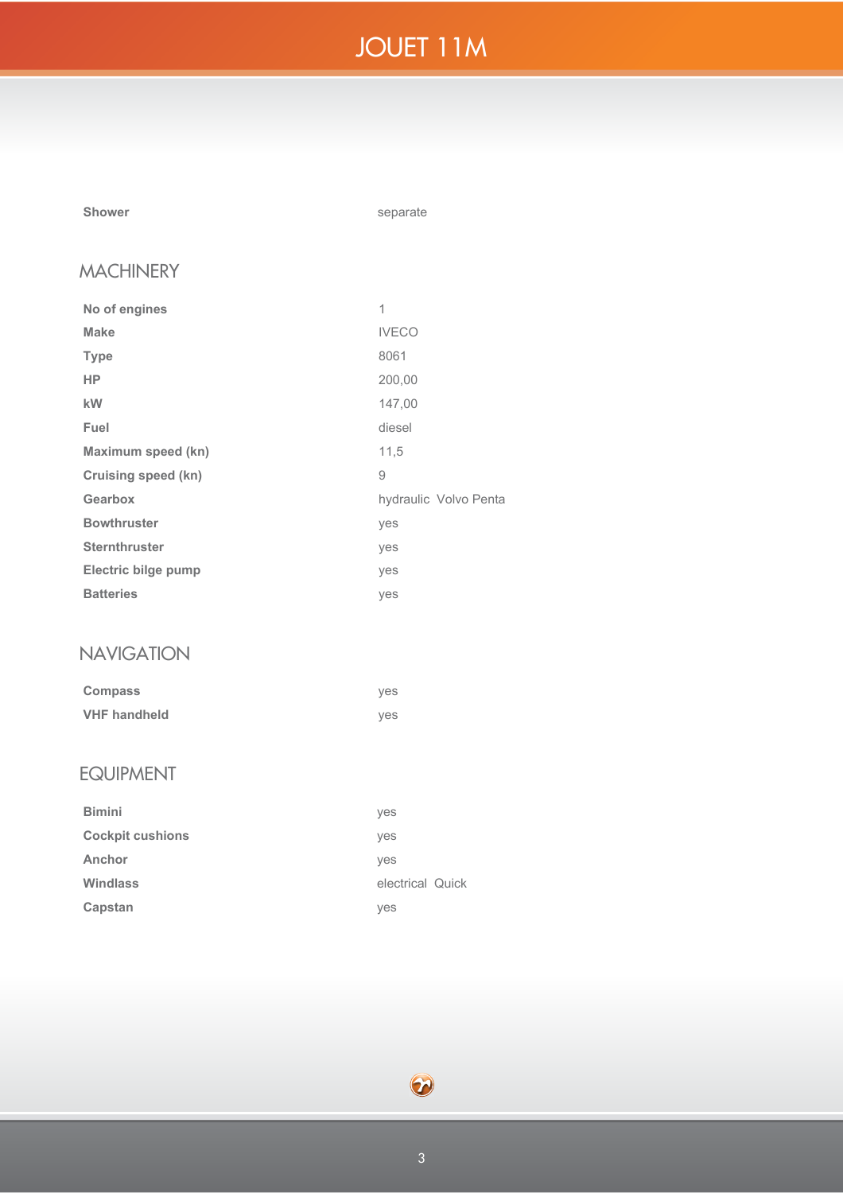| | |
|---|---|
| **Shower** | separate |

## MACHINERY

| | |
|---|---|
| **No of engines** | 1 |
| **Make** | IVECO |
| **Type** | 8061 |
| **HP** | 200,00 |
| **kW** | 147,00 |
| **Fuel** | diesel |
| **Maximum speed (kn)** | 11,5 |
| **Cruising speed (kn)** | 9 |
| **Gearbox** | hydraulic  Volvo Penta |
| **Bowthruster** | yes |
| **Sternthruster** | yes |
| **Electric bilge pump** | yes |
| **Batteries** | yes |

## NAVIGATION

| | |
|---|---|
| **Compass** | yes |
| **VHF handheld** | yes |

## EQUIPMENT

| | |
|---|---|
| **Bimini** | yes |
| **Cockpit cushions** | yes |
| **Anchor** | yes |
| **Windlass** | electrical  Quick |
| **Capstan** | yes |